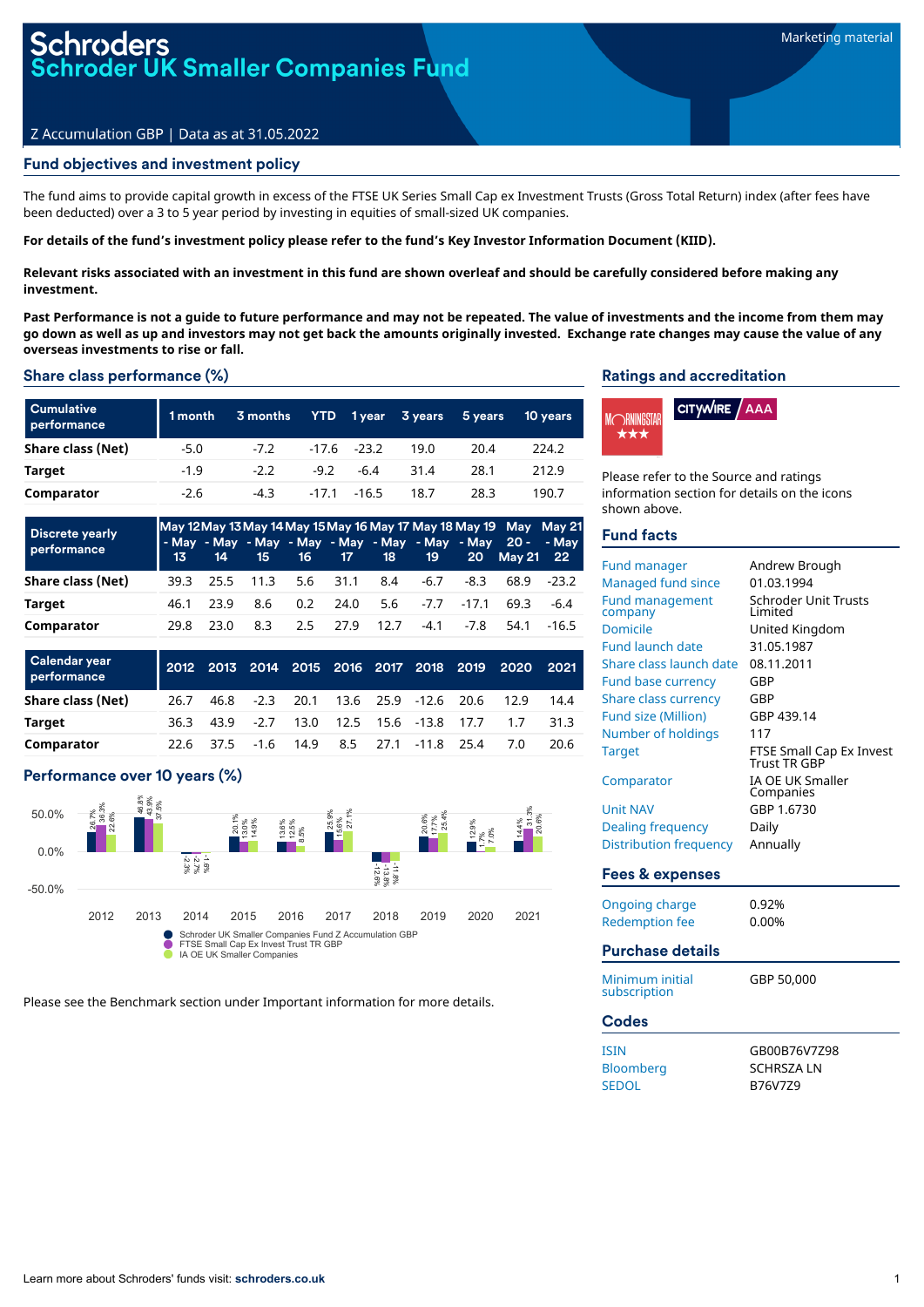# Schroders
# Schroder UK Smaller Companies Fund

Marketing material

Z Accumulation GBP | Data as at 31.05.2022

## Fund objectives and investment policy

The fund aims to provide capital growth in excess of the FTSE UK Series Small Cap ex Investment Trusts (Gross Total Return) index (after fees have been deducted) over a 3 to 5 year period by investing in equities of small-sized UK companies.

**For details of the fund's investment policy please refer to the fund's Key Investor Information Document (KIID).**

**Relevant risks associated with an investment in this fund are shown overleaf and should be carefully considered before making any investment.**

**Past Performance is not a guide to future performance and may not be repeated. The value of investments and the income from them may go down as well as up and investors may not get back the amounts originally invested. Exchange rate changes may cause the value of any overseas investments to rise or fall.**

## Share class performance (%)

| Cumulative performance | 1 month | 3 months | YTD | 1 year | 3 years | 5 years | 10 years |
|---|---|---|---|---|---|---|---|
| Share class (Net) | -5.0 | -7.2 | -17.6 | -23.2 | 19.0 | 20.4 | 224.2 |
| Target | -1.9 | -2.2 | -9.2 | -6.4 | 31.4 | 28.1 | 212.9 |
| Comparator | -2.6 | -4.3 | -17.1 | -16.5 | 18.7 | 28.3 | 190.7 |

| Discrete yearly performance | May 12 - May 13 | May 13 - May 14 | May 14 - May 15 | May 15 - May 16 | May 16 - May 17 | May 17 - May 18 | May 18 - May 19 | May 19 - May 20 | May 20 - May 21 | May 21 - May 22 |
|---|---|---|---|---|---|---|---|---|---|---|
| Share class (Net) | 39.3 | 25.5 | 11.3 | 5.6 | 31.1 | 8.4 | -6.7 | -8.3 | 68.9 | -23.2 |
| Target | 46.1 | 23.9 | 8.6 | 0.2 | 24.0 | 5.6 | -7.7 | -17.1 | 69.3 | -6.4 |
| Comparator | 29.8 | 23.0 | 8.3 | 2.5 | 27.9 | 12.7 | -4.1 | -7.8 | 54.1 | -16.5 |

| Calendar year performance | 2012 | 2013 | 2014 | 2015 | 2016 | 2017 | 2018 | 2019 | 2020 | 2021 |
|---|---|---|---|---|---|---|---|---|---|---|
| Share class (Net) | 26.7 | 46.8 | -2.3 | 20.1 | 13.6 | 25.9 | -12.6 | 20.6 | 12.9 | 14.4 |
| Target | 36.3 | 43.9 | -2.7 | 13.0 | 12.5 | 15.6 | -13.8 | 17.7 | 1.7 | 31.3 |
| Comparator | 22.6 | 37.5 | -1.6 | 14.9 | 8.5 | 27.1 | -11.8 | 25.4 | 7.0 | 20.6 |

## Performance over 10 years (%)

| Year | Schroder UK Smaller Companies Fund Z Accumulation GBP | FTSE Small Cap Ex Invest Trust TR GBP | IA OE UK Smaller Companies |
|---|---|---|---|
| 2012 | 26.7% | 36.3% | 22.6% |
| 2013 | 46.8% | 43.9% | 37.5% |
| 2014 | -2.3% | -2.7% | -1.6% |
| 2015 | 20.1% | 13.0% | 14.9% |
| 2016 | 13.6% | 12.5% | 8.5% |
| 2017 | 25.9% | 15.6% | 27.1% |
| 2018 | -12.6% | -13.8% | -11.8% |
| 2019 | 20.6% | 17.7% | 25.4% |
| 2020 | 12.9% | 1.7% | 7.0% |
| 2021 | 14.4% | 31.3% | 20.6% |

Please see the Benchmark section under Important information for more details.

## Ratings and accreditation

Morningstar ★★★ | Citywire AAA

Please refer to the Source and ratings information section for details on the icons shown above.

## Fund facts

| | |
|---|---|
| Fund manager | Andrew Brough |
| Managed fund since | 01.03.1994 |
| Fund management company | Schroder Unit Trusts Limited |
| Domicile | United Kingdom |
| Fund launch date | 31.05.1987 |
| Share class launch date | 08.11.2011 |
| Fund base currency | GBP |
| Share class currency | GBP |
| Fund size (Million) | GBP 439.14 |
| Number of holdings | 117 |
| Target | FTSE Small Cap Ex Invest Trust TR GBP |
| Comparator | IA OE UK Smaller Companies |
| Unit NAV | GBP 1.6730 |
| Dealing frequency | Daily |
| Distribution frequency | Annually |

## Fees & expenses

| | |
|---|---|
| Ongoing charge | 0.92% |
| Redemption fee | 0.00% |

## Purchase details

| | |
|---|---|
| Minimum initial subscription | GBP 50,000 |

## Codes

| | |
|---|---|
| ISIN | GB00B76V7Z98 |
| Bloomberg | SCHRSZA LN |
| SEDOL | B76V7Z9 |

Learn more about Schroders' funds visit: **schroders.co.uk**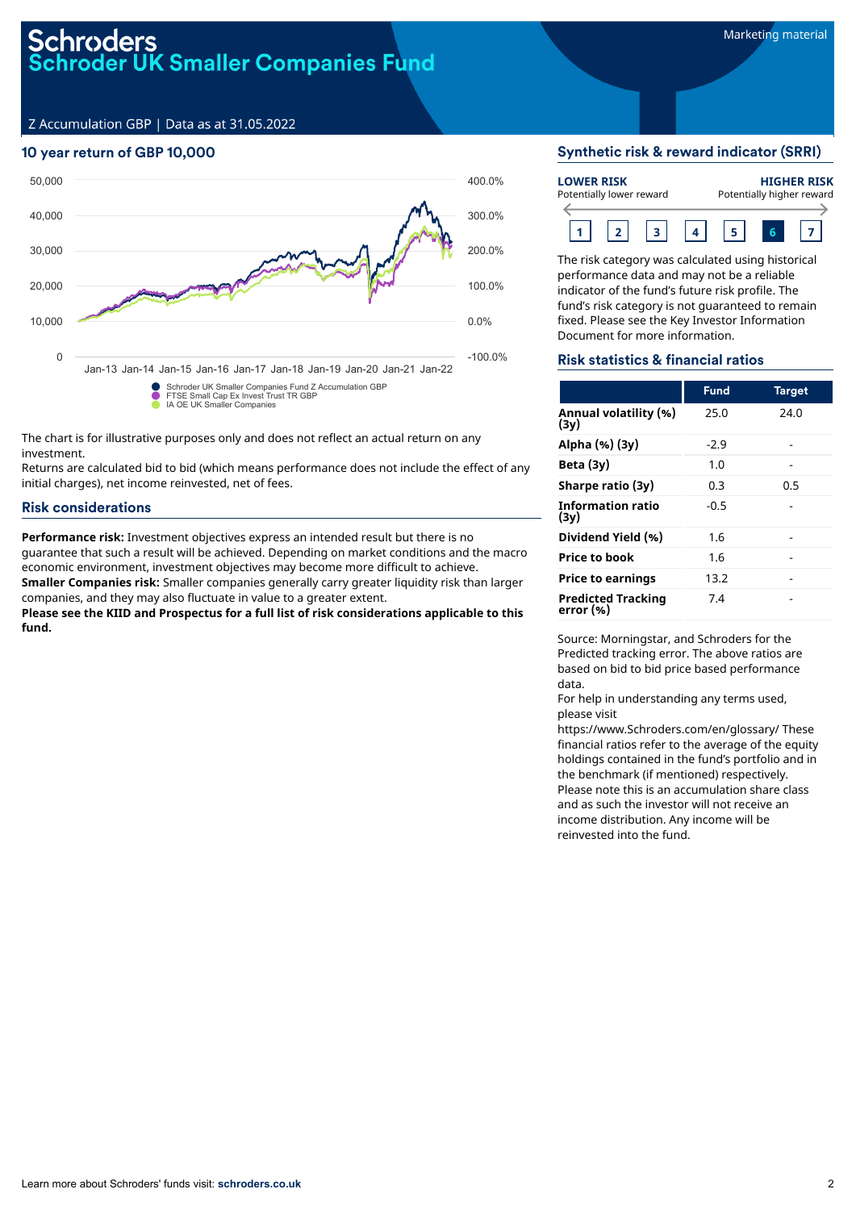# Schroders
## Schroder UK Smaller Companies Fund

Marketing material

Z Accumulation GBP | Data as at 31.05.2022

### 10 year return of GBP 10,000

- Schroder UK Smaller Companies Fund Z Accumulation GBP
- FTSE Small Cap Ex Invest Trust TR GBP
- IA OE UK Smaller Companies

The chart is for illustrative purposes only and does not reflect an actual return on any investment.

Returns are calculated bid to bid (which means performance does not include the effect of any initial charges), net income reinvested, net of fees.

### Risk considerations

**Performance risk:** Investment objectives express an intended result but there is no guarantee that such a result will be achieved. Depending on market conditions and the macro economic environment, investment objectives may become more difficult to achieve.

**Smaller Companies risk:** Smaller companies generally carry greater liquidity risk than larger companies, and they may also fluctuate in value to a greater extent.

**Please see the KIID and Prospectus for a full list of risk considerations applicable to this fund.**

### Synthetic risk & reward indicator (SRRI)

**LOWER RISK** Potentially lower reward — **HIGHER RISK** Potentially higher reward

1 | 2 | 3 | 4 | 5 | **6** | 7

The risk category was calculated using historical performance data and may not be a reliable indicator of the fund's future risk profile. The fund's risk category is not guaranteed to remain fixed. Please see the Key Investor Information Document for more information.

### Risk statistics & financial ratios

| | Fund | Target |
|---|---|---|
| **Annual volatility (%) (3y)** | 25.0 | 24.0 |
| **Alpha (%) (3y)** | -2.9 | - |
| **Beta (3y)** | 1.0 | - |
| **Sharpe ratio (3y)** | 0.3 | 0.5 |
| **Information ratio (3y)** | -0.5 | - |
| **Dividend Yield (%)** | 1.6 | - |
| **Price to book** | 1.6 | - |
| **Price to earnings** | 13.2 | - |
| **Predicted Tracking error (%)** | 7.4 | - |

Source: Morningstar, and Schroders for the Predicted tracking error. The above ratios are based on bid to bid price based performance data.

For help in understanding any terms used, please visit https://www.Schroders.com/en/glossary/ These financial ratios refer to the average of the equity holdings contained in the fund's portfolio and in the benchmark (if mentioned) respectively.

Please note this is an accumulation share class and as such the investor will not receive an income distribution. Any income will be reinvested into the fund.

Learn more about Schroders' funds visit: **schroders.co.uk**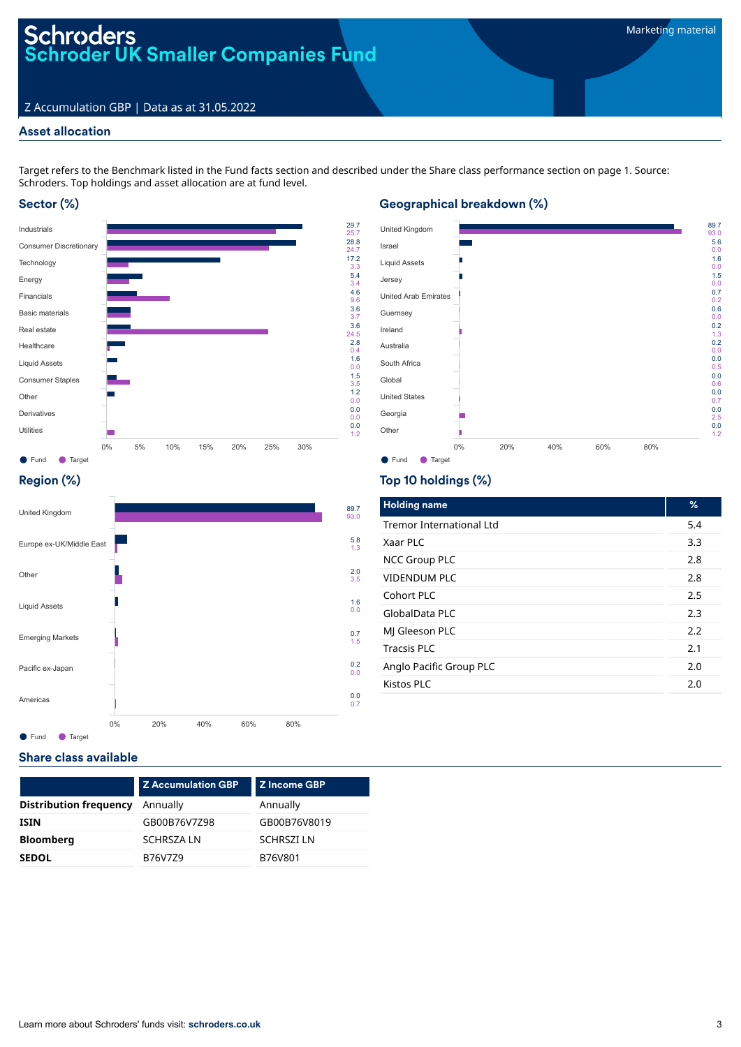# Schroders
## Schroder UK Smaller Companies Fund

Marketing material

Z Accumulation GBP | Data as at 31.05.2022

## Asset allocation

Target refers to the Benchmark listed in the Fund facts section and described under the Share class performance section on page 1. Source: Schroders. Top holdings and asset allocation are at fund level.

### Sector (%)

| Sector | Fund | Target |
|---|---|---|
| Industrials | 29.7 | 25.7 |
| Consumer Discretionary | 28.8 | 24.7 |
| Technology | 17.2 | 3.3 |
| Energy | 5.4 | 3.4 |
| Financials | 4.6 | 9.6 |
| Basic materials | 3.6 | 3.7 |
| Real estate | 3.6 | 24.5 |
| Healthcare | 2.8 | 0.4 |
| Liquid Assets | 1.6 | 0.0 |
| Consumer Staples | 1.5 | 3.5 |
| Other | 1.2 | 0.0 |
| Derivatives | 0.0 | 0.0 |
| Utilities | 0.0 | 1.2 |

### Geographical breakdown (%)

| Country | Fund | Target |
|---|---|---|
| United Kingdom | 89.7 | 93.0 |
| Israel | 5.6 | 0.0 |
| Liquid Assets | 1.6 | 0.0 |
| Jersey | 1.5 | 0.0 |
| United Arab Emirates | 0.7 | 0.2 |
| Guernsey | 0.6 | 0.0 |
| Ireland | 0.2 | 1.3 |
| Australia | 0.2 | 0.0 |
| South Africa | 0.0 | 0.5 |
| Global | 0.0 | 0.6 |
| United States | 0.0 | 0.7 |
| Georgia | 0.0 | 2.5 |
| Other | 0.0 | 1.2 |

### Region (%)

| Region | Fund | Target |
|---|---|---|
| United Kingdom | 89.7 | 93.0 |
| Europe ex-UK/Middle East | 5.8 | 1.3 |
| Other | 2.0 | 3.5 |
| Liquid Assets | 1.6 | 0.0 |
| Emerging Markets | 0.7 | 1.5 |
| Pacific ex-Japan | 0.2 | 0.0 |
| Americas | 0.0 | 0.7 |

### Top 10 holdings (%)

| Holding name | % |
|---|---|
| Tremor International Ltd | 5.4 |
| Xaar PLC | 3.3 |
| NCC Group PLC | 2.8 |
| VIDENDUM PLC | 2.8 |
| Cohort PLC | 2.5 |
| GlobalData PLC | 2.3 |
| MJ Gleeson PLC | 2.2 |
| Tracsis PLC | 2.1 |
| Anglo Pacific Group PLC | 2.0 |
| Kistos PLC | 2.0 |

## Share class available

| | Z Accumulation GBP | Z Income GBP |
|---|---|---|
| **Distribution frequency** | Annually | Annually |
| **ISIN** | GB00B76V7Z98 | GB00B76V8019 |
| **Bloomberg** | SCHRSZA LN | SCHRSZI LN |
| **SEDOL** | B76V7Z9 | B76V801 |

Learn more about Schroders' funds visit: **schroders.co.uk**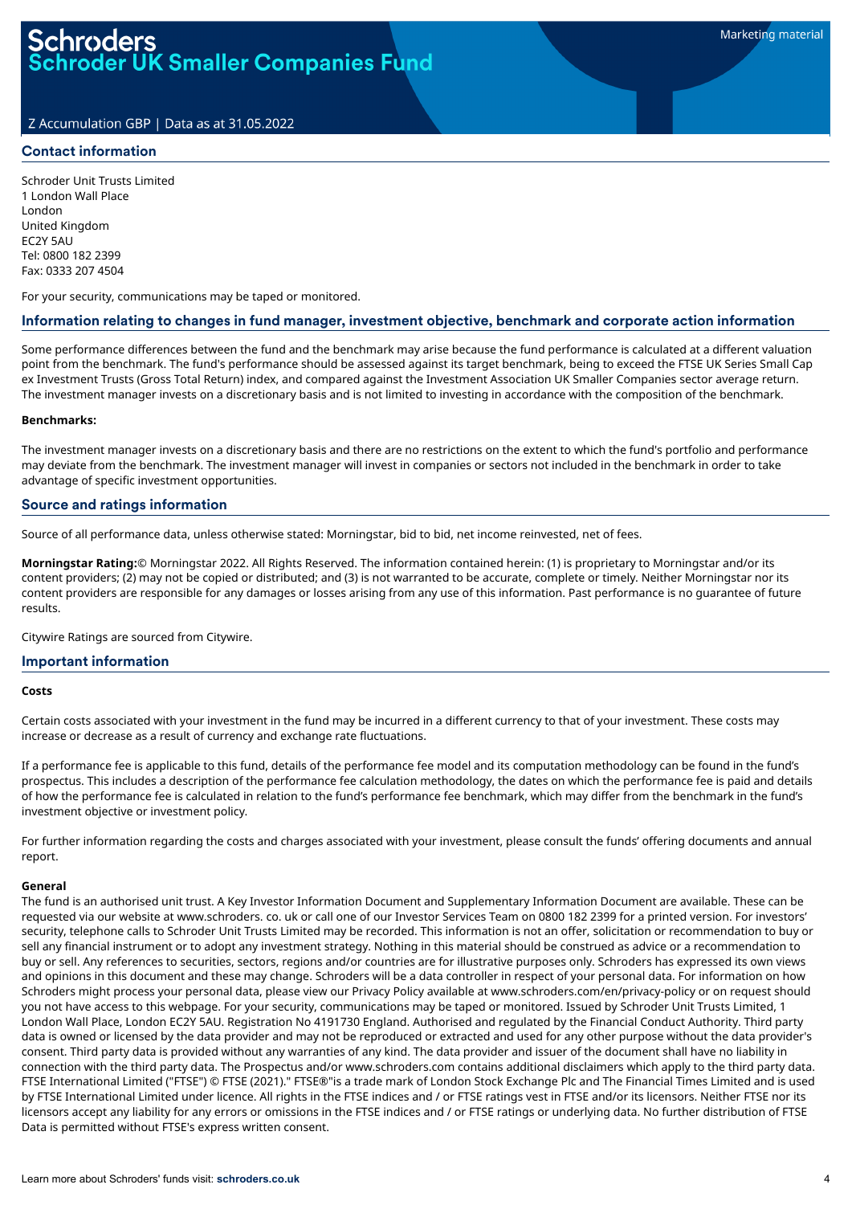# Schroders
## Schroder UK Smaller Companies Fund

Marketing material

Z Accumulation GBP | Data as at 31.05.2022

## Contact information

Schroder Unit Trusts Limited
1 London Wall Place
London
United Kingdom
EC2Y 5AU
Tel: 0800 182 2399
Fax: 0333 207 4504

For your security, communications may be taped or monitored.

## Information relating to changes in fund manager, investment objective, benchmark and corporate action information

Some performance differences between the fund and the benchmark may arise because the fund performance is calculated at a different valuation point from the benchmark. The fund's performance should be assessed against its target benchmark, being to exceed the FTSE UK Series Small Cap ex Investment Trusts (Gross Total Return) index, and compared against the Investment Association UK Smaller Companies sector average return. The investment manager invests on a discretionary basis and is not limited to investing in accordance with the composition of the benchmark.

**Benchmarks:**

The investment manager invests on a discretionary basis and there are no restrictions on the extent to which the fund's portfolio and performance may deviate from the benchmark. The investment manager will invest in companies or sectors not included in the benchmark in order to take advantage of specific investment opportunities.

## Source and ratings information

Source of all performance data, unless otherwise stated: Morningstar, bid to bid, net income reinvested, net of fees.

**Morningstar Rating:**© Morningstar 2022. All Rights Reserved. The information contained herein: (1) is proprietary to Morningstar and/or its content providers; (2) may not be copied or distributed; and (3) is not warranted to be accurate, complete or timely. Neither Morningstar nor its content providers are responsible for any damages or losses arising from any use of this information. Past performance is no guarantee of future results.

Citywire Ratings are sourced from Citywire.

## Important information

**Costs**

Certain costs associated with your investment in the fund may be incurred in a different currency to that of your investment. These costs may increase or decrease as a result of currency and exchange rate fluctuations.

If a performance fee is applicable to this fund, details of the performance fee model and its computation methodology can be found in the fund's prospectus. This includes a description of the performance fee calculation methodology, the dates on which the performance fee is paid and details of how the performance fee is calculated in relation to the fund's performance fee benchmark, which may differ from the benchmark in the fund's investment objective or investment policy.

For further information regarding the costs and charges associated with your investment, please consult the funds' offering documents and annual report.

**General**

The fund is an authorised unit trust. A Key Investor Information Document and Supplementary Information Document are available. These can be requested via our website at www.schroders. co. uk or call one of our Investor Services Team on 0800 182 2399 for a printed version. For investors' security, telephone calls to Schroder Unit Trusts Limited may be recorded. This information is not an offer, solicitation or recommendation to buy or sell any financial instrument or to adopt any investment strategy. Nothing in this material should be construed as advice or a recommendation to buy or sell. Any references to securities, sectors, regions and/or countries are for illustrative purposes only. Schroders has expressed its own views and opinions in this document and these may change. Schroders will be a data controller in respect of your personal data. For information on how Schroders might process your personal data, please view our Privacy Policy available at www.schroders.com/en/privacy-policy or on request should you not have access to this webpage. For your security, communications may be taped or monitored. Issued by Schroder Unit Trusts Limited, 1 London Wall Place, London EC2Y 5AU. Registration No 4191730 England. Authorised and regulated by the Financial Conduct Authority. Third party data is owned or licensed by the data provider and may not be reproduced or extracted and used for any other purpose without the data provider's consent. Third party data is provided without any warranties of any kind. The data provider and issuer of the document shall have no liability in connection with the third party data. The Prospectus and/or www.schroders.com contains additional disclaimers which apply to the third party data. FTSE International Limited ("FTSE") © FTSE (2021)." FTSE®"is a trade mark of London Stock Exchange Plc and The Financial Times Limited and is used by FTSE International Limited under licence. All rights in the FTSE indices and / or FTSE ratings vest in FTSE and/or its licensors. Neither FTSE nor its licensors accept any liability for any errors or omissions in the FTSE indices and / or FTSE ratings or underlying data. No further distribution of FTSE Data is permitted without FTSE's express written consent.

Learn more about Schroders' funds visit: **schroders.co.uk**